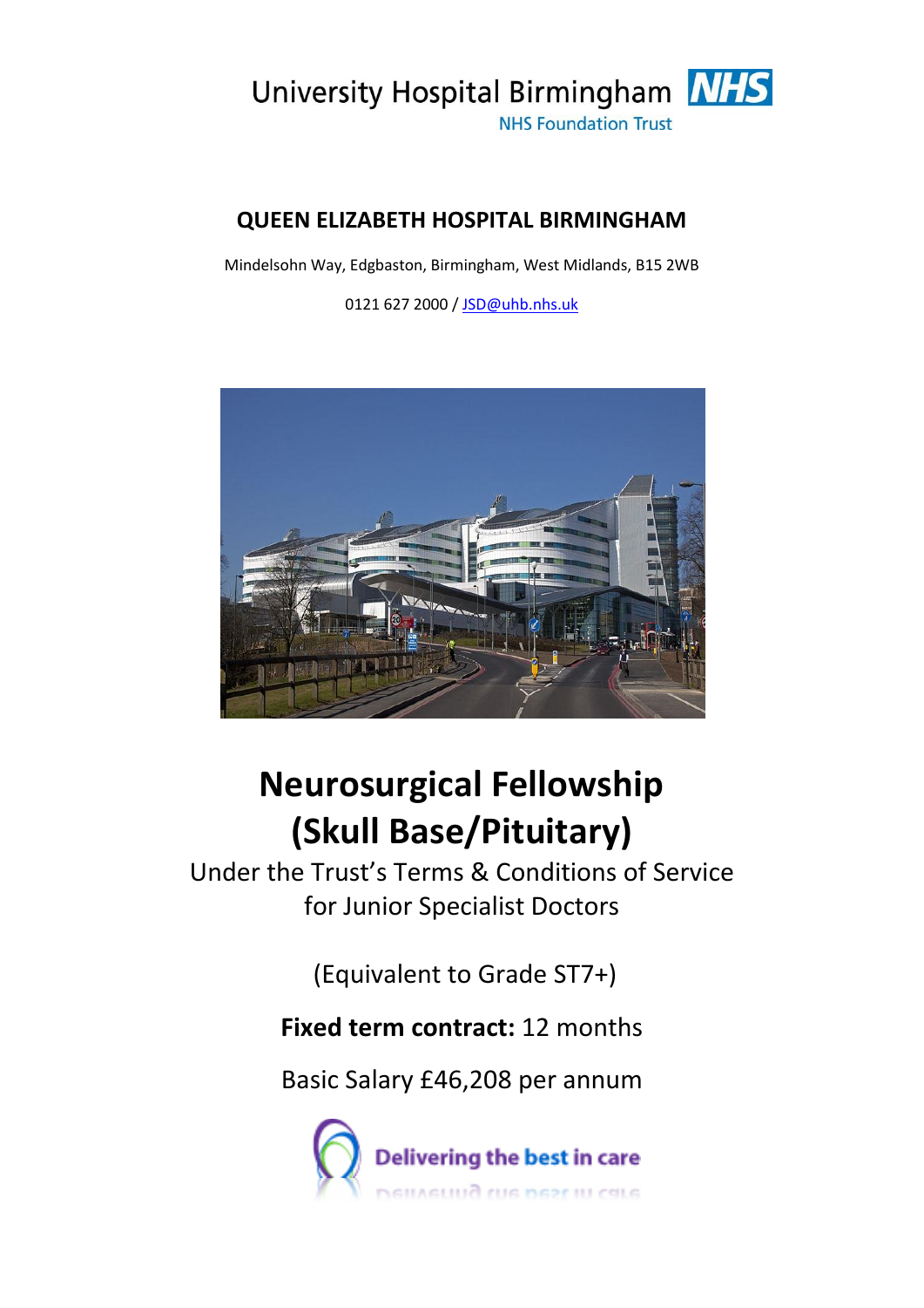University Hospital Birmingham NHS
NHS Foundation Trust

**QUEEN ELIZABETH HOSPITAL BIRMINGHAM**

Mindelsohn Way, Edgbaston, Birmingham, West Midlands, B15 2WB

0121 627 2000 / JSD@uhb.nhs.uk

# Neurosurgical Fellowship (Skull Base/Pituitary)

Under the Trust's Terms & Conditions of Service for Junior Specialist Doctors

(Equivalent to Grade ST7+)

**Fixed term contract:** 12 months

Basic Salary £46,208 per annum

Delivering the best in care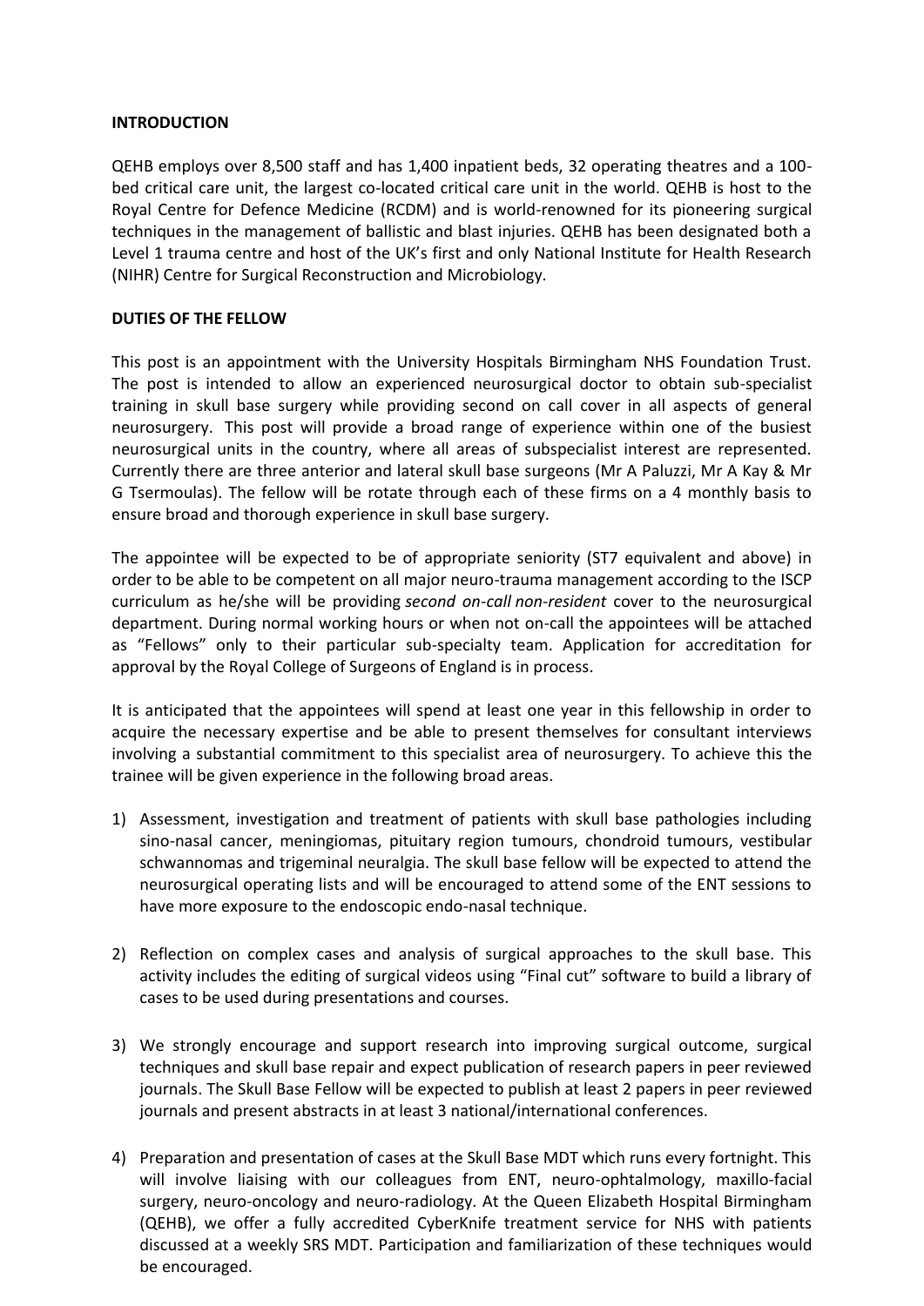**INTRODUCTION**

QEHB employs over 8,500 staff and has 1,400 inpatient beds, 32 operating theatres and a 100-bed critical care unit, the largest co-located critical care unit in the world. QEHB is host to the Royal Centre for Defence Medicine (RCDM) and is world-renowned for its pioneering surgical techniques in the management of ballistic and blast injuries. QEHB has been designated both a Level 1 trauma centre and host of the UK's first and only National Institute for Health Research (NIHR) Centre for Surgical Reconstruction and Microbiology.

**DUTIES OF THE FELLOW**

This post is an appointment with the University Hospitals Birmingham NHS Foundation Trust. The post is intended to allow an experienced neurosurgical doctor to obtain sub-specialist training in skull base surgery while providing second on call cover in all aspects of general neurosurgery. This post will provide a broad range of experience within one of the busiest neurosurgical units in the country, where all areas of subspecialist interest are represented. Currently there are three anterior and lateral skull base surgeons (Mr A Paluzzi, Mr A Kay & Mr G Tsermoulas). The fellow will be rotate through each of these firms on a 4 monthly basis to ensure broad and thorough experience in skull base surgery.

The appointee will be expected to be of appropriate seniority (ST7 equivalent and above) in order to be able to be competent on all major neuro-trauma management according to the ISCP curriculum as he/she will be providing *second on-call non-resident* cover to the neurosurgical department. During normal working hours or when not on-call the appointees will be attached as "Fellows" only to their particular sub-specialty team. Application for accreditation for approval by the Royal College of Surgeons of England is in process.

It is anticipated that the appointees will spend at least one year in this fellowship in order to acquire the necessary expertise and be able to present themselves for consultant interviews involving a substantial commitment to this specialist area of neurosurgery. To achieve this the trainee will be given experience in the following broad areas.

1) Assessment, investigation and treatment of patients with skull base pathologies including sino-nasal cancer, meningiomas, pituitary region tumours, chondroid tumours, vestibular schwannomas and trigeminal neuralgia. The skull base fellow will be expected to attend the neurosurgical operating lists and will be encouraged to attend some of the ENT sessions to have more exposure to the endoscopic endo-nasal technique.

2) Reflection on complex cases and analysis of surgical approaches to the skull base. This activity includes the editing of surgical videos using "Final cut" software to build a library of cases to be used during presentations and courses.

3) We strongly encourage and support research into improving surgical outcome, surgical techniques and skull base repair and expect publication of research papers in peer reviewed journals. The Skull Base Fellow will be expected to publish at least 2 papers in peer reviewed journals and present abstracts in at least 3 national/international conferences.

4) Preparation and presentation of cases at the Skull Base MDT which runs every fortnight. This will involve liaising with our colleagues from ENT, neuro-ophtalmology, maxillo-facial surgery, neuro-oncology and neuro-radiology. At the Queen Elizabeth Hospital Birmingham (QEHB), we offer a fully accredited CyberKnife treatment service for NHS with patients discussed at a weekly SRS MDT. Participation and familiarization of these techniques would be encouraged.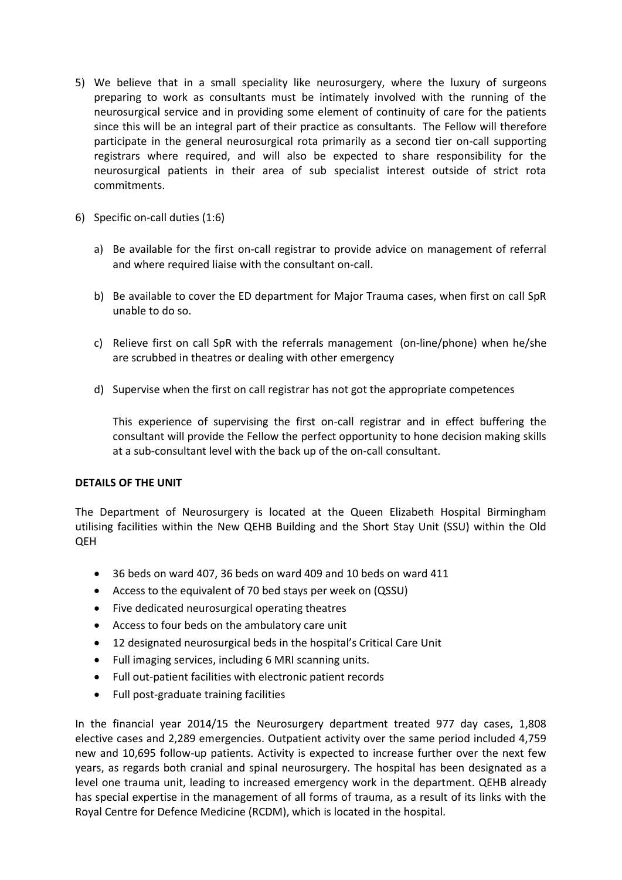5) We believe that in a small speciality like neurosurgery, where the luxury of surgeons preparing to work as consultants must be intimately involved with the running of the neurosurgical service and in providing some element of continuity of care for the patients since this will be an integral part of their practice as consultants. The Fellow will therefore participate in the general neurosurgical rota primarily as a second tier on-call supporting registrars where required, and will also be expected to share responsibility for the neurosurgical patients in their area of sub specialist interest outside of strict rota commitments.

6) Specific on-call duties (1:6)

   a) Be available for the first on-call registrar to provide advice on management of referral and where required liaise with the consultant on-call.

   b) Be available to cover the ED department for Major Trauma cases, when first on call SpR unable to do so.

   c) Relieve first on call SpR with the referrals management (on-line/phone) when he/she are scrubbed in theatres or dealing with other emergency

   d) Supervise when the first on call registrar has not got the appropriate competences

   This experience of supervising the first on-call registrar and in effect buffering the consultant will provide the Fellow the perfect opportunity to hone decision making skills at a sub-consultant level with the back up of the on-call consultant.

**DETAILS OF THE UNIT**

The Department of Neurosurgery is located at the Queen Elizabeth Hospital Birmingham utilising facilities within the New QEHB Building and the Short Stay Unit (SSU) within the Old QEH

- 36 beds on ward 407, 36 beds on ward 409 and 10 beds on ward 411
- Access to the equivalent of 70 bed stays per week on (QSSU)
- Five dedicated neurosurgical operating theatres
- Access to four beds on the ambulatory care unit
- 12 designated neurosurgical beds in the hospital's Critical Care Unit
- Full imaging services, including 6 MRI scanning units.
- Full out-patient facilities with electronic patient records
- Full post-graduate training facilities

In the financial year 2014/15 the Neurosurgery department treated 977 day cases, 1,808 elective cases and 2,289 emergencies. Outpatient activity over the same period included 4,759 new and 10,695 follow-up patients. Activity is expected to increase further over the next few years, as regards both cranial and spinal neurosurgery. The hospital has been designated as a level one trauma unit, leading to increased emergency work in the department. QEHB already has special expertise in the management of all forms of trauma, as a result of its links with the Royal Centre for Defence Medicine (RCDM), which is located in the hospital.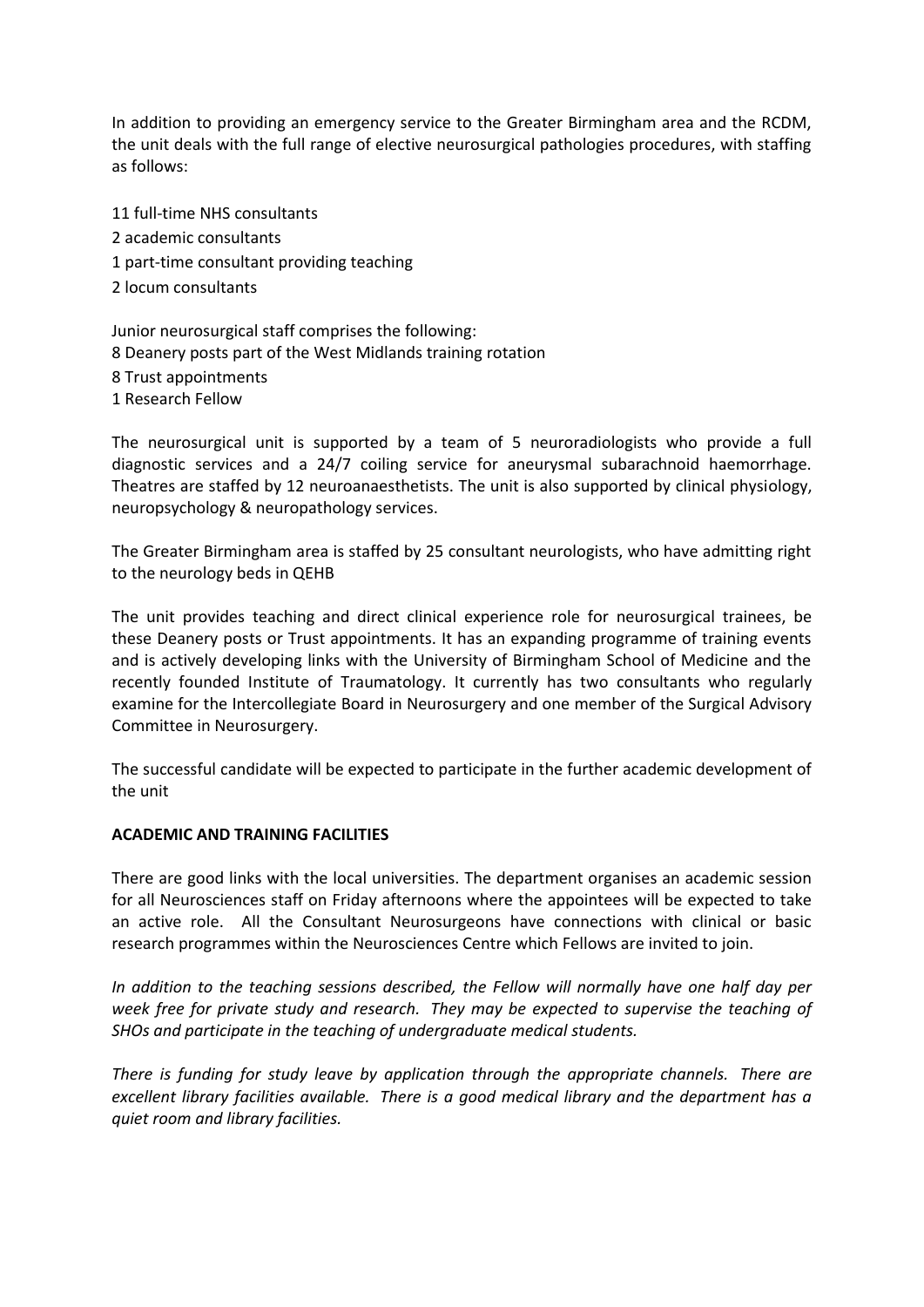In addition to providing an emergency service to the Greater Birmingham area and the RCDM, the unit deals with the full range of elective neurosurgical pathologies procedures, with staffing as follows:

11 full-time NHS consultants
2 academic consultants
1 part-time consultant providing teaching
2 locum consultants

Junior neurosurgical staff comprises the following:
8 Deanery posts part of the West Midlands training rotation
8 Trust appointments
1 Research Fellow

The neurosurgical unit is supported by a team of 5 neuroradiologists who provide a full diagnostic services and a 24/7 coiling service for aneurysmal subarachnoid haemorrhage. Theatres are staffed by 12 neuroanaesthetists. The unit is also supported by clinical physiology, neuropsychology & neuropathology services.

The Greater Birmingham area is staffed by 25 consultant neurologists, who have admitting right to the neurology beds in QEHB

The unit provides teaching and direct clinical experience role for neurosurgical trainees, be these Deanery posts or Trust appointments. It has an expanding programme of training events and is actively developing links with the University of Birmingham School of Medicine and the recently founded Institute of Traumatology. It currently has two consultants who regularly examine for the Intercollegiate Board in Neurosurgery and one member of the Surgical Advisory Committee in Neurosurgery.

The successful candidate will be expected to participate in the further academic development of the unit

**ACADEMIC AND TRAINING FACILITIES**

There are good links with the local universities. The department organises an academic session for all Neurosciences staff on Friday afternoons where the appointees will be expected to take an active role. All the Consultant Neurosurgeons have connections with clinical or basic research programmes within the Neurosciences Centre which Fellows are invited to join.

*In addition to the teaching sessions described, the Fellow will normally have one half day per week free for private study and research. They may be expected to supervise the teaching of SHOs and participate in the teaching of undergraduate medical students.*

*There is funding for study leave by application through the appropriate channels. There are excellent library facilities available. There is a good medical library and the department has a quiet room and library facilities.*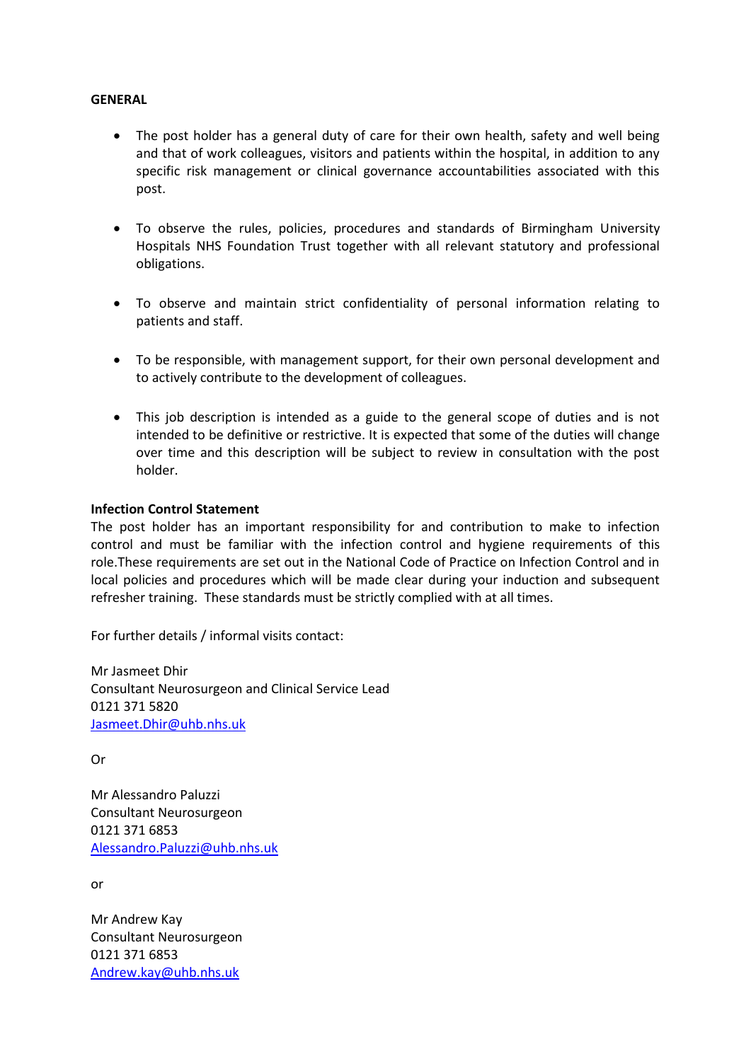**GENERAL**

- The post holder has a general duty of care for their own health, safety and well being and that of work colleagues, visitors and patients within the hospital, in addition to any specific risk management or clinical governance accountabilities associated with this post.

- To observe the rules, policies, procedures and standards of Birmingham University Hospitals NHS Foundation Trust together with all relevant statutory and professional obligations.

- To observe and maintain strict confidentiality of personal information relating to patients and staff.

- To be responsible, with management support, for their own personal development and to actively contribute to the development of colleagues.

- This job description is intended as a guide to the general scope of duties and is not intended to be definitive or restrictive. It is expected that some of the duties will change over time and this description will be subject to review in consultation with the post holder.

**Infection Control Statement**

The post holder has an important responsibility for and contribution to make to infection control and must be familiar with the infection control and hygiene requirements of this role.These requirements are set out in the National Code of Practice on Infection Control and in local policies and procedures which will be made clear during your induction and subsequent refresher training. These standards must be strictly complied with at all times.

For further details / informal visits contact:

Mr Jasmeet Dhir
Consultant Neurosurgeon and Clinical Service Lead
0121 371 5820
Jasmeet.Dhir@uhb.nhs.uk

Or

Mr Alessandro Paluzzi
Consultant Neurosurgeon
0121 371 6853
Alessandro.Paluzzi@uhb.nhs.uk

or

Mr Andrew Kay
Consultant Neurosurgeon
0121 371 6853
Andrew.kay@uhb.nhs.uk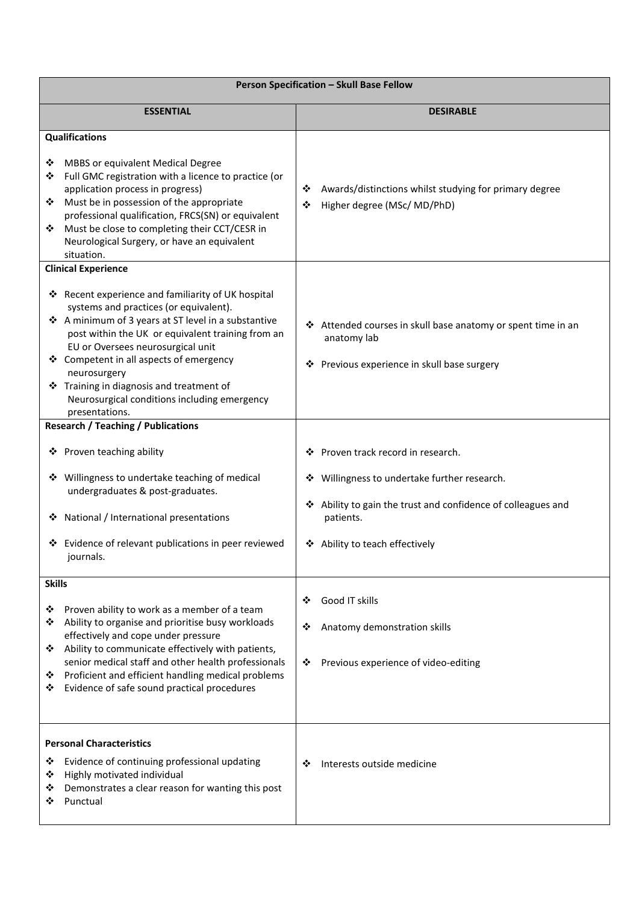| Person Specification – Skull Base Fellow | |
|---|---|
| **ESSENTIAL** | **DESIRABLE** |
| **Qualifications**<br><br>❖ MBBS or equivalent Medical Degree<br>❖ Full GMC registration with a licence to practice (or application process in progress)<br>❖ Must be in possession of the appropriate professional qualification, FRCS(SN) or equivalent<br>❖ Must be close to completing their CCT/CESR in Neurological Surgery, or have an equivalent situation. | ❖ Awards/distinctions whilst studying for primary degree<br>❖ Higher degree (MSc/ MD/PhD) |
| **Clinical Experience**<br><br>❖ Recent experience and familiarity of UK hospital systems and practices (or equivalent).<br>❖ A minimum of 3 years at ST level in a substantive post within the UK or equivalent training from an EU or Oversees neurosurgical unit<br>❖ Competent in all aspects of emergency neurosurgery<br>❖ Training in diagnosis and treatment of Neurosurgical conditions including emergency presentations. | ❖ Attended courses in skull base anatomy or spent time in an anatomy lab<br><br>❖ Previous experience in skull base surgery |
| **Research / Teaching / Publications**<br><br>❖ Proven teaching ability<br><br>❖ Willingness to undertake teaching of medical undergraduates & post-graduates.<br><br>❖ National / International presentations<br><br>❖ Evidence of relevant publications in peer reviewed journals. | ❖ Proven track record in research.<br><br>❖ Willingness to undertake further research.<br><br>❖ Ability to gain the trust and confidence of colleagues and patients.<br><br>❖ Ability to teach effectively |
| **Skills**<br><br>❖ Proven ability to work as a member of a team<br>❖ Ability to organise and prioritise busy workloads effectively and cope under pressure<br>❖ Ability to communicate effectively with patients, senior medical staff and other health professionals<br>❖ Proficient and efficient handling medical problems<br>❖ Evidence of safe sound practical procedures | ❖ Good IT skills<br><br>❖ Anatomy demonstration skills<br><br>❖ Previous experience of video-editing |
| **Personal Characteristics**<br><br>❖ Evidence of continuing professional updating<br>❖ Highly motivated individual<br>❖ Demonstrates a clear reason for wanting this post<br>❖ Punctual | ❖ Interests outside medicine |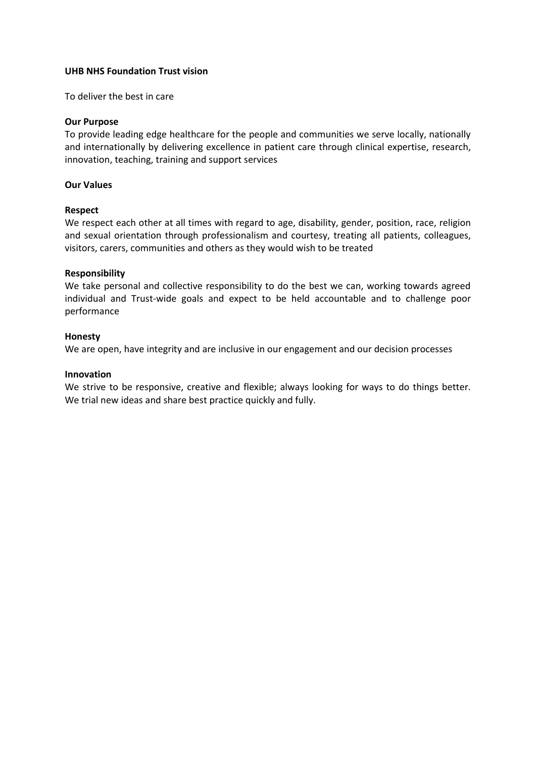**UHB NHS Foundation Trust vision**

To deliver the best in care

**Our Purpose**

To provide leading edge healthcare for the people and communities we serve locally, nationally and internationally by delivering excellence in patient care through clinical expertise, research, innovation, teaching, training and support services

**Our Values**

**Respect**

We respect each other at all times with regard to age, disability, gender, position, race, religion and sexual orientation through professionalism and courtesy, treating all patients, colleagues, visitors, carers, communities and others as they would wish to be treated

**Responsibility**

We take personal and collective responsibility to do the best we can, working towards agreed individual and Trust-wide goals and expect to be held accountable and to challenge poor performance

**Honesty**

We are open, have integrity and are inclusive in our engagement and our decision processes

**Innovation**

We strive to be responsive, creative and flexible; always looking for ways to do things better. We trial new ideas and share best practice quickly and fully.